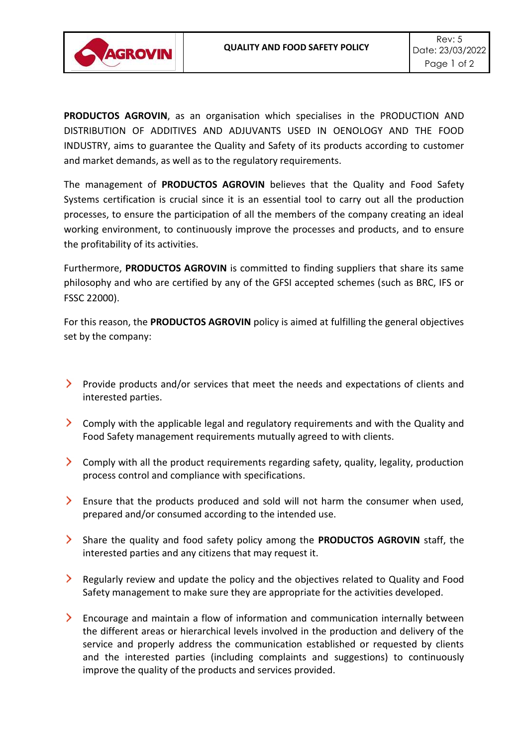# QUALITY AND FOOD SAFETY POLICY

**PRODUCTOS AGROVIN**, as an organisation which specialises in the PRODUCTION AND DISTRIBUTION OF ADDITIVES AND ADJUVANTS USED IN OENOLOGY AND THE FOOD INDUSTRY, aims to guarantee the Quality and Safety of its products according to customer and market demands, as well as to the regulatory requirements.

The management of **PRODUCTOS AGROVIN** believes that the Quality and Food Safety Systems certification is crucial since it is an essential tool to carry out all the production processes, to ensure the participation of all the members of the company creating an ideal working environment, to continuously improve the processes and products, and to ensure the profitability of its activities.

Furthermore, **PRODUCTOS AGROVIN** is committed to finding suppliers that share its same philosophy and who are certified by any of the GFSI accepted schemes (such as BRC, IFS or FSSC 22000).

For this reason, the **PRODUCTOS AGROVIN** policy is aimed at fulfilling the general objectives set by the company:

- Provide products and/or services that meet the needs and expectations of clients and interested parties.
- Comply with the applicable legal and regulatory requirements and with the Quality and Food Safety management requirements mutually agreed to with clients.
- Comply with all the product requirements regarding safety, quality, legality, production process control and compliance with specifications.
- Ensure that the products produced and sold will not harm the consumer when used, prepared and/or consumed according to the intended use.
- Share the quality and food safety policy among the **PRODUCTOS AGROVIN** staff, the interested parties and any citizens that may request it.
- Regularly review and update the policy and the objectives related to Quality and Food Safety management to make sure they are appropriate for the activities developed.
- Encourage and maintain a flow of information and communication internally between the different areas or hierarchical levels involved in the production and delivery of the service and properly address the communication established or requested by clients and the interested parties (including complaints and suggestions) to continuously improve the quality of the products and services provided.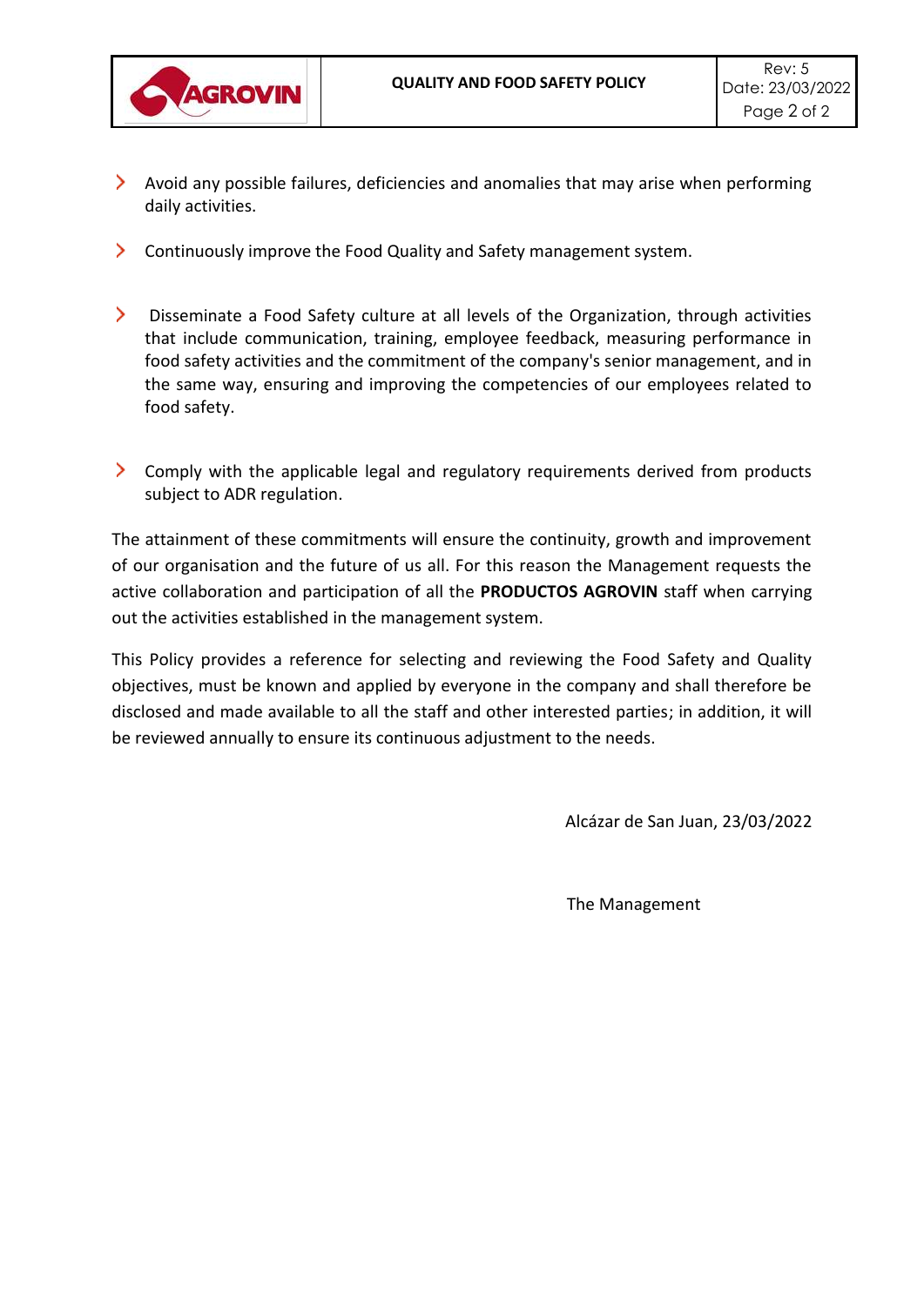- Avoid any possible failures, deficiencies and anomalies that may arise when performing daily activities.
- Continuously improve the Food Quality and Safety management system.
- Disseminate a Food Safety culture at all levels of the Organization, through activities that include communication, training, employee feedback, measuring performance in food safety activities and the commitment of the company's senior management, and in the same way, ensuring and improving the competencies of our employees related to food safety.
- Comply with the applicable legal and regulatory requirements derived from products subject to ADR regulation.

The attainment of these commitments will ensure the continuity, growth and improvement of our organisation and the future of us all. For this reason the Management requests the active collaboration and participation of all the **PRODUCTOS AGROVIN** staff when carrying out the activities established in the management system.

This Policy provides a reference for selecting and reviewing the Food Safety and Quality objectives, must be known and applied by everyone in the company and shall therefore be disclosed and made available to all the staff and other interested parties; in addition, it will be reviewed annually to ensure its continuous adjustment to the needs.

Alcázar de San Juan, 23/03/2022

The Management